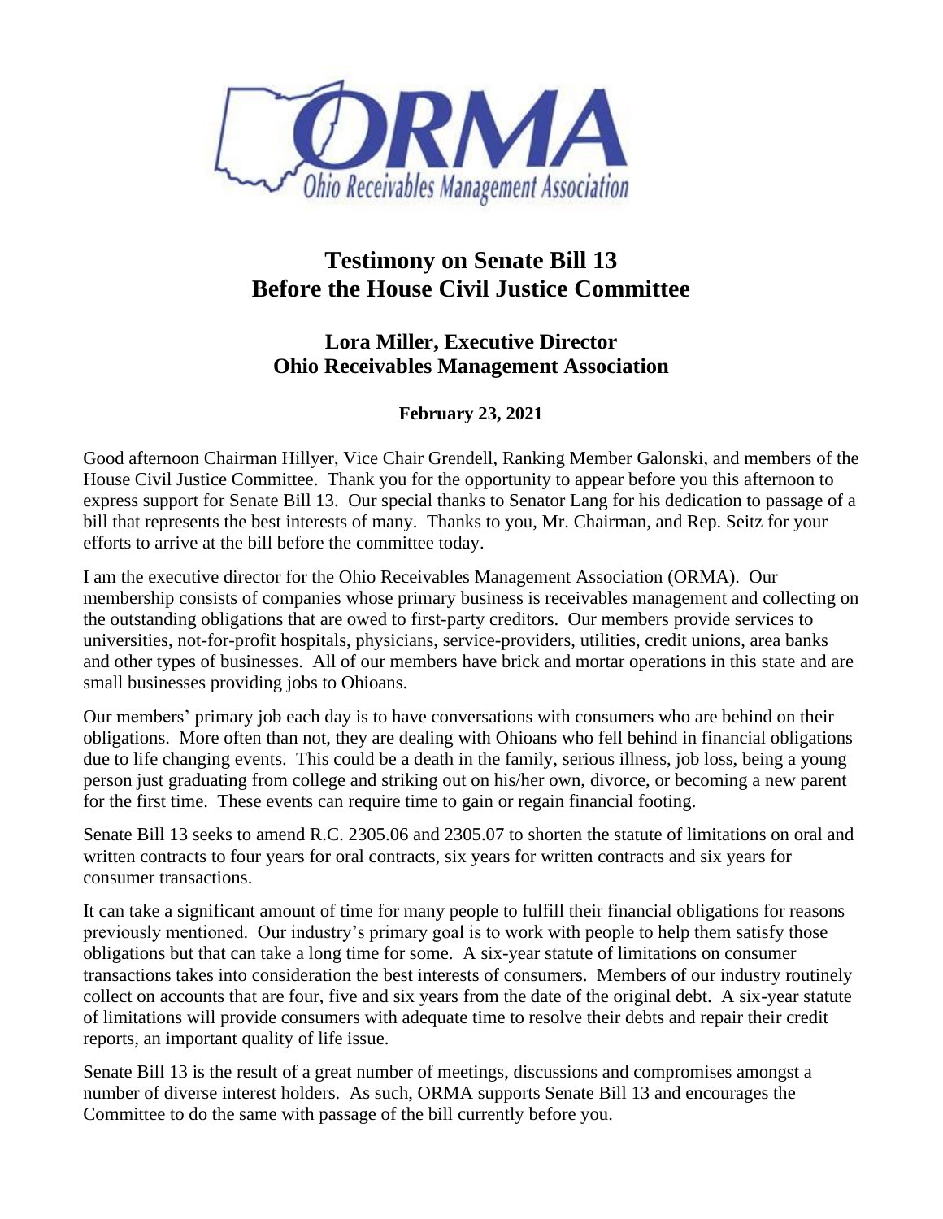ORMA
Ohio Receivables Management Association

# Testimony on Senate Bill 13
# Before the House Civil Justice Committee

## Lora Miller, Executive Director
## Ohio Receivables Management Association

**February 23, 2021**

Good afternoon Chairman Hillyer, Vice Chair Grendell, Ranking Member Galonski, and members of the House Civil Justice Committee. Thank you for the opportunity to appear before you this afternoon to express support for Senate Bill 13. Our special thanks to Senator Lang for his dedication to passage of a bill that represents the best interests of many. Thanks to you, Mr. Chairman, and Rep. Seitz for your efforts to arrive at the bill before the committee today.

I am the executive director for the Ohio Receivables Management Association (ORMA). Our membership consists of companies whose primary business is receivables management and collecting on the outstanding obligations that are owed to first-party creditors. Our members provide services to universities, not-for-profit hospitals, physicians, service-providers, utilities, credit unions, area banks and other types of businesses. All of our members have brick and mortar operations in this state and are small businesses providing jobs to Ohioans.

Our members' primary job each day is to have conversations with consumers who are behind on their obligations. More often than not, they are dealing with Ohioans who fell behind in financial obligations due to life changing events. This could be a death in the family, serious illness, job loss, being a young person just graduating from college and striking out on his/her own, divorce, or becoming a new parent for the first time. These events can require time to gain or regain financial footing.

Senate Bill 13 seeks to amend R.C. 2305.06 and 2305.07 to shorten the statute of limitations on oral and written contracts to four years for oral contracts, six years for written contracts and six years for consumer transactions.

It can take a significant amount of time for many people to fulfill their financial obligations for reasons previously mentioned. Our industry's primary goal is to work with people to help them satisfy those obligations but that can take a long time for some. A six-year statute of limitations on consumer transactions takes into consideration the best interests of consumers. Members of our industry routinely collect on accounts that are four, five and six years from the date of the original debt. A six-year statute of limitations will provide consumers with adequate time to resolve their debts and repair their credit reports, an important quality of life issue.

Senate Bill 13 is the result of a great number of meetings, discussions and compromises amongst a number of diverse interest holders. As such, ORMA supports Senate Bill 13 and encourages the Committee to do the same with passage of the bill currently before you.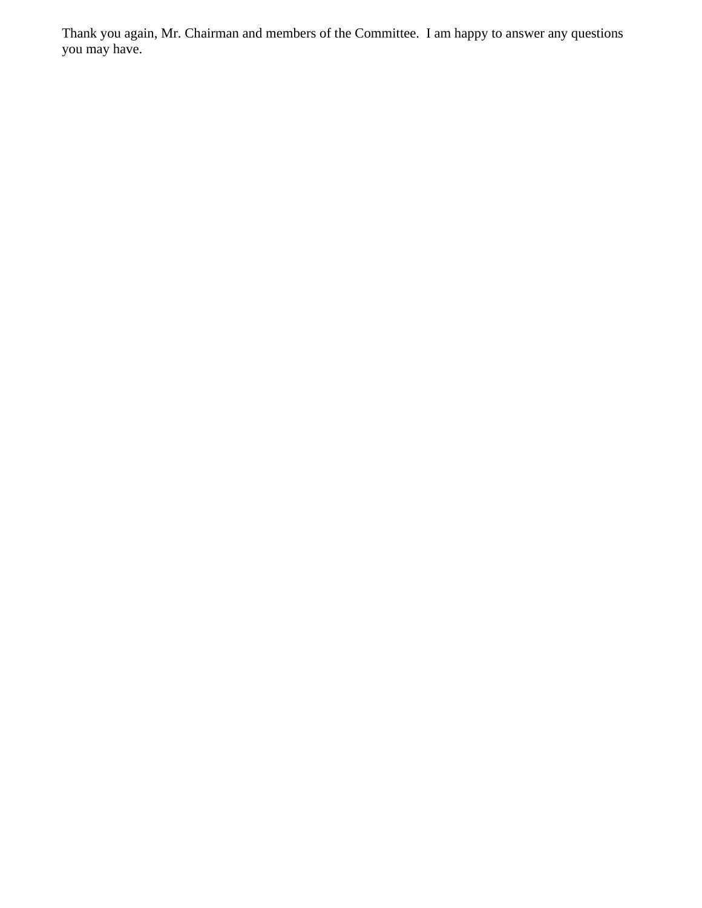Thank you again, Mr. Chairman and members of the Committee. I am happy to answer any questions you may have.